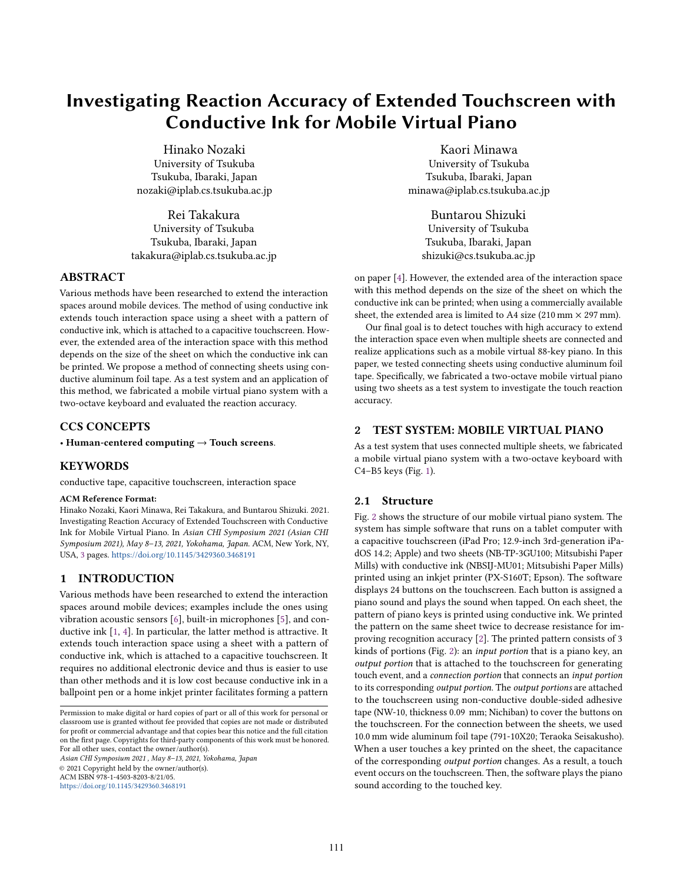# Investigating Reaction Accuracy of Extended Touchscreen with Conductive Ink for Mobile Virtual Piano

Hinako Nozaki
University of Tsukuba
Tsukuba, Ibaraki, Japan
nozaki@iplab.cs.tsukuba.ac.jp

Kaori Minawa
University of Tsukuba
Tsukuba, Ibaraki, Japan
minawa@iplab.cs.tsukuba.ac.jp

Rei Takakura
University of Tsukuba
Tsukuba, Ibaraki, Japan
takakura@iplab.cs.tsukuba.ac.jp

Buntarou Shizuki
University of Tsukuba
Tsukuba, Ibaraki, Japan
shizuki@cs.tsukuba.ac.jp

## ABSTRACT

Various methods have been researched to extend the interaction spaces around mobile devices. The method of using conductive ink extends touch interaction space using a sheet with a pattern of conductive ink, which is attached to a capacitive touchscreen. However, the extended area of the interaction space with this method depends on the size of the sheet on which the conductive ink can be printed. We propose a method of connecting sheets using conductive aluminum foil tape. As a test system and an application of this method, we fabricated a mobile virtual piano system with a two-octave keyboard and evaluated the reaction accuracy.

## CCS CONCEPTS

• **Human-centered computing → Touch screens**.

## KEYWORDS

conductive tape, capacitive touchscreen, interaction space

**ACM Reference Format:**

Hinako Nozaki, Kaori Minawa, Rei Takakura, and Buntarou Shizuki. 2021. Investigating Reaction Accuracy of Extended Touchscreen with Conductive Ink for Mobile Virtual Piano. In *Asian CHI Symposium 2021 (Asian CHI Symposium 2021), May 8–13, 2021, Yokohama, Japan.* ACM, New York, NY, USA, 3 pages. https://doi.org/10.1145/3429360.3468191

## 1 INTRODUCTION

Various methods have been researched to extend the interaction spaces around mobile devices; examples include the ones using vibration acoustic sensors [6], built-in microphones [5], and conductive ink [1, 4]. In particular, the latter method is attractive. It extends touch interaction space using a sheet with a pattern of conductive ink, which is attached to a capacitive touchscreen. It requires no additional electronic device and thus is easier to use than other methods and it is low cost because conductive ink in a ballpoint pen or a home inkjet printer facilitates forming a pattern on paper [4]. However, the extended area of the interaction space with this method depends on the size of the sheet on which the conductive ink can be printed; when using a commercially available sheet, the extended area is limited to A4 size (210 mm × 297 mm).

Our final goal is to detect touches with high accuracy to extend the interaction space even when multiple sheets are connected and realize applications such as a mobile virtual 88-key piano. In this paper, we tested connecting sheets using conductive aluminum foil tape. Specifically, we fabricated a two-octave mobile virtual piano using two sheets as a test system to investigate the touch reaction accuracy.

## 2 TEST SYSTEM: MOBILE VIRTUAL PIANO

As a test system that uses connected multiple sheets, we fabricated a mobile virtual piano system with a two-octave keyboard with C4–B5 keys (Fig. 1).

### 2.1 Structure

Fig. 2 shows the structure of our mobile virtual piano system. The system has simple software that runs on a tablet computer with a capacitive touchscreen (iPad Pro; 12.9-inch 3rd-generation iPadOS 14.2; Apple) and two sheets (NB-TP-3GU100; Mitsubishi Paper Mills) with conductive ink (NBSIJ-MU01; Mitsubishi Paper Mills) printed using an inkjet printer (PX-S160T; Epson). The software displays 24 buttons on the touchscreen. Each button is assigned a piano sound and plays the sound when tapped. On each sheet, the pattern of piano keys is printed using conductive ink. We printed the pattern on the same sheet twice to decrease resistance for improving recognition accuracy [2]. The printed pattern consists of 3 kinds of portions (Fig. 2): an *input portion* that is a piano key, an *output portion* that is attached to the touchscreen for generating touch event, and a *connection portion* that connects an *input portion* to its corresponding *output portion*. The *output portions* are attached to the touchscreen using non-conductive double-sided adhesive tape (NW-10, thickness 0.09 mm; Nichiban) to cover the buttons on the touchscreen. For the connection between the sheets, we used 10.0 mm wide aluminum foil tape (791-10X20; Teraoka Seisakusho). When a user touches a key printed on the sheet, the capacitance of the corresponding *output portion* changes. As a result, a touch event occurs on the touchscreen. Then, the software plays the piano sound according to the touched key.

Permission to make digital or hard copies of part or all of this work for personal or classroom use is granted without fee provided that copies are not made or distributed for profit or commercial advantage and that copies bear this notice and the full citation on the first page. Copyrights for third-party components of this work must be honored. For all other uses, contact the owner/author(s).
*Asian CHI Symposium 2021 , May 8–13, 2021, Yokohama, Japan*
© 2021 Copyright held by the owner/author(s).
ACM ISBN 978-1-4503-8203-8/21/05.
https://doi.org/10.1145/3429360.3468191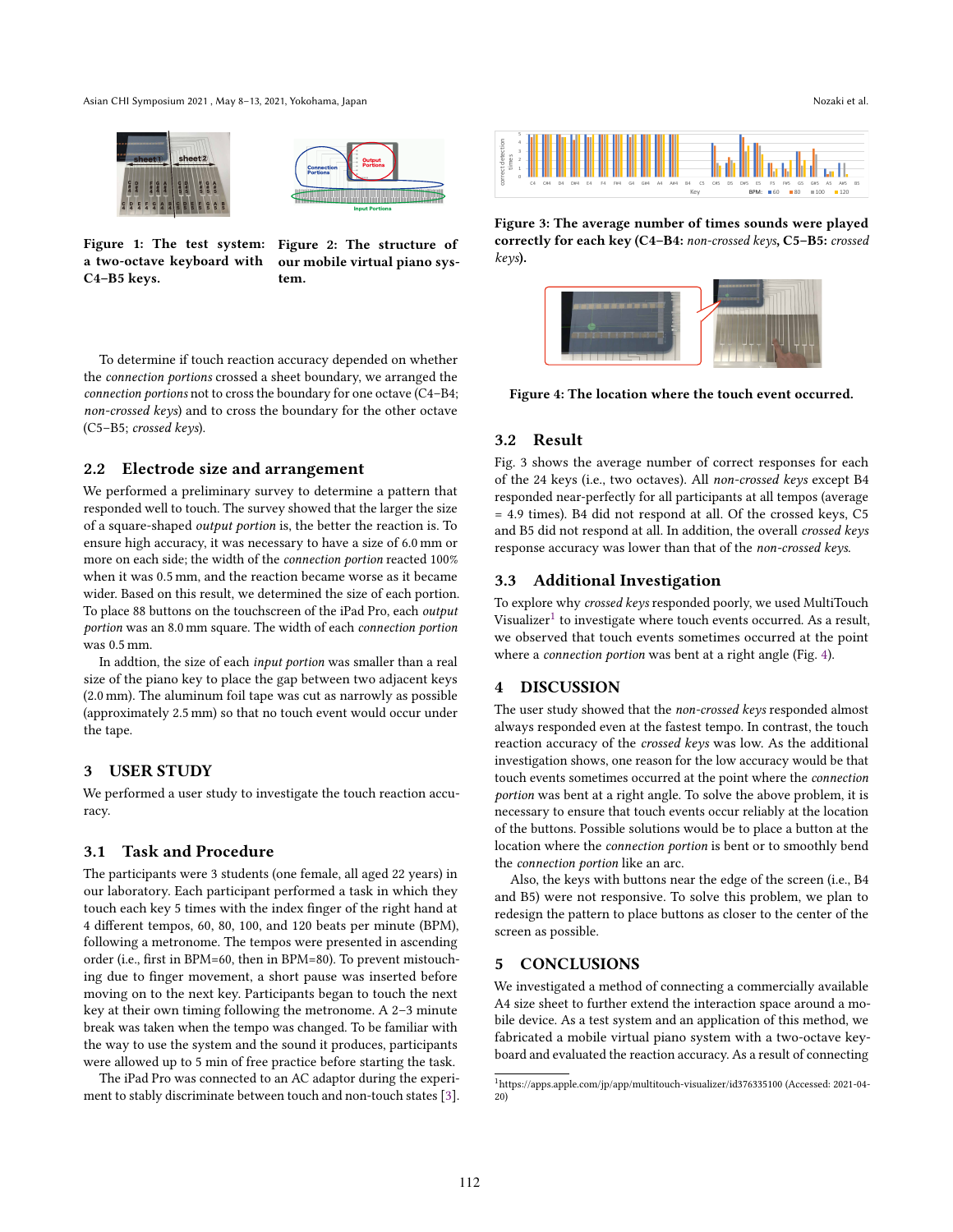Figure 1: The test system: a two-octave keyboard with C4–B5 keys.

Figure 2: The structure of our mobile virtual piano system.

To determine if touch reaction accuracy depended on whether the *connection portions* crossed a sheet boundary, we arranged the *connection portions* not to cross the boundary for one octave (C4–B4; *non-crossed keys*) and to cross the boundary for the other octave (C5–B5; *crossed keys*).

## 2.2 Electrode size and arrangement

We performed a preliminary survey to determine a pattern that responded well to touch. The survey showed that the larger the size of a square-shaped *output portion* is, the better the reaction is. To ensure high accuracy, it was necessary to have a size of 6.0 mm or more on each side; the width of the *connection portion* reacted 100% when it was 0.5 mm, and the reaction became worse as it became wider. Based on this result, we determined the size of each portion. To place 88 buttons on the touchscreen of the iPad Pro, each *output portion* was an 8.0 mm square. The width of each *connection portion* was 0.5 mm.

In addtion, the size of each *input portion* was smaller than a real size of the piano key to place the gap between two adjacent keys (2.0 mm). The aluminum foil tape was cut as narrowly as possible (approximately 2.5 mm) so that no touch event would occur under the tape.

# 3 USER STUDY

We performed a user study to investigate the touch reaction accuracy.

## 3.1 Task and Procedure

The participants were 3 students (one female, all aged 22 years) in our laboratory. Each participant performed a task in which they touch each key 5 times with the index finger of the right hand at 4 different tempos, 60, 80, 100, and 120 beats per minute (BPM), following a metronome. The tempos were presented in ascending order (i.e., first in BPM=60, then in BPM=80). To prevent mistouching due to finger movement, a short pause was inserted before moving on to the next key. Participants began to touch the next key at their own timing following the metronome. A 2–3 minute break was taken when the tempo was changed. To be familiar with the way to use the system and the sound it produces, participants were allowed up to 5 min of free practice before starting the task.

The iPad Pro was connected to an AC adaptor during the experiment to stably discriminate between touch and non-touch states [3].

Figure 3: The average number of times sounds were played correctly for each key (C4–B4: *non-crossed keys*, C5–B5: *crossed keys*).

Figure 4: The location where the touch event occurred.

## 3.2 Result

Fig. 3 shows the average number of correct responses for each of the 24 keys (i.e., two octaves). All *non-crossed keys* except B4 responded near-perfectly for all participants at all tempos (average = 4.9 times). B4 did not respond at all. Of the crossed keys, C5 and B5 did not respond at all. In addition, the overall *crossed keys* response accuracy was lower than that of the *non-crossed keys*.

## 3.3 Additional Investigation

To explore why *crossed keys* responded poorly, we used MultiTouch Visualizer[1] to investigate where touch events occurred. As a result, we observed that touch events sometimes occurred at the point where a *connection portion* was bent at a right angle (Fig. 4).

# 4 DISCUSSION

The user study showed that the *non-crossed keys* responded almost always responded even at the fastest tempo. In contrast, the touch reaction accuracy of the *crossed keys* was low. As the additional investigation shows, one reason for the low accuracy would be that touch events sometimes occurred at the point where the *connection portion* was bent at a right angle. To solve the above problem, it is necessary to ensure that touch events occur reliably at the location of the buttons. Possible solutions would be to place a button at the location where the *connection portion* is bent or to smoothly bend the *connection portion* like an arc.

Also, the keys with buttons near the edge of the screen (i.e., B4 and B5) were not responsive. To solve this problem, we plan to redesign the pattern to place buttons as closer to the center of the screen as possible.

# 5 CONCLUSIONS

We investigated a method of connecting a commercially available A4 size sheet to further extend the interaction space around a mobile device. As a test system and an application of this method, we fabricated a mobile virtual piano system with a two-octave keyboard and evaluated the reaction accuracy. As a result of connecting

[1] https://apps.apple.com/jp/app/multitouch-visualizer/id376335100 (Accessed: 2021-04-20)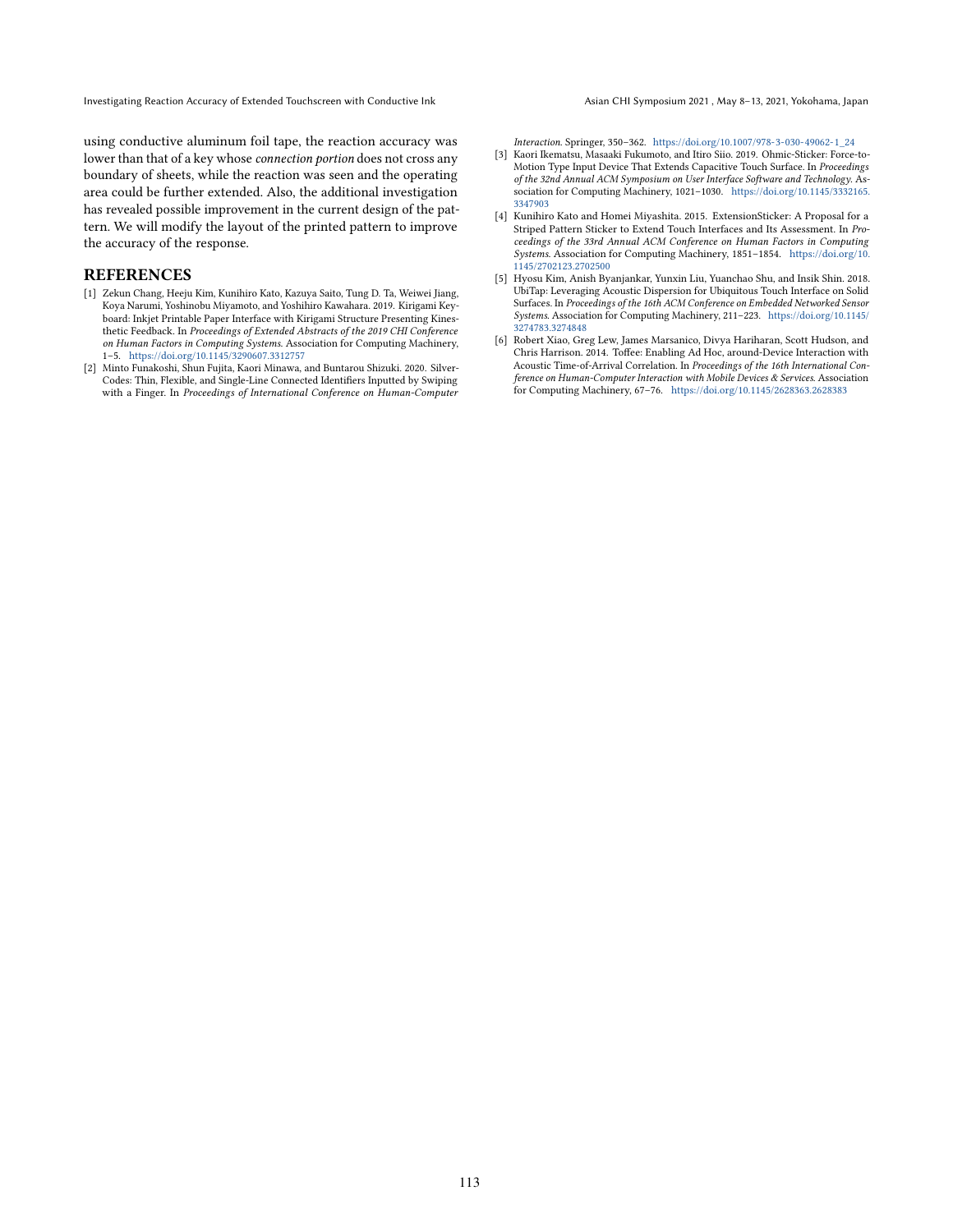using conductive aluminum foil tape, the reaction accuracy was lower than that of a key whose *connection portion* does not cross any boundary of sheets, while the reaction was seen and the operating area could be further extended. Also, the additional investigation has revealed possible improvement in the current design of the pattern. We will modify the layout of the printed pattern to improve the accuracy of the response.

## REFERENCES

[1] Zekun Chang, Heeju Kim, Kunihiro Kato, Kazuya Saito, Tung D. Ta, Weiwei Jiang, Koya Narumi, Yoshinobu Miyamoto, and Yoshihiro Kawahara. 2019. Kirigami Keyboard: Inkjet Printable Paper Interface with Kirigami Structure Presenting Kinesthetic Feedback. In *Proceedings of Extended Abstracts of the 2019 CHI Conference on Human Factors in Computing Systems*. Association for Computing Machinery, 1–5. https://doi.org/10.1145/3290607.3312757

[2] Minto Funakoshi, Shun Fujita, Kaori Minawa, and Buntarou Shizuki. 2020. SilverCodes: Thin, Flexible, and Single-Line Connected Identifiers Inputted by Swiping with a Finger. In *Proceedings of International Conference on Human-Computer Interaction*. Springer, 350–362. https://doi.org/10.1007/978-3-030-49062-1_24

[3] Kaori Ikematsu, Masaaki Fukumoto, and Itiro Siio. 2019. Ohmic-Sticker: Force-to-Motion Type Input Device That Extends Capacitive Touch Surface. In *Proceedings of the 32nd Annual ACM Symposium on User Interface Software and Technology*. Association for Computing Machinery, 1021–1030. https://doi.org/10.1145/3332165.3347903

[4] Kunihiro Kato and Homei Miyashita. 2015. ExtensionSticker: A Proposal for a Striped Pattern Sticker to Extend Touch Interfaces and Its Assessment. In *Proceedings of the 33rd Annual ACM Conference on Human Factors in Computing Systems*. Association for Computing Machinery, 1851–1854. https://doi.org/10.1145/2702123.2702500

[5] Hyosu Kim, Anish Byanjankar, Yunxin Liu, Yuanchao Shu, and Insik Shin. 2018. UbiTap: Leveraging Acoustic Dispersion for Ubiquitous Touch Interface on Solid Surfaces. In *Proceedings of the 16th ACM Conference on Embedded Networked Sensor Systems*. Association for Computing Machinery, 211–223. https://doi.org/10.1145/3274783.3274848

[6] Robert Xiao, Greg Lew, James Marsanico, Divya Hariharan, Scott Hudson, and Chris Harrison. 2014. Toffee: Enabling Ad Hoc, around-Device Interaction with Acoustic Time-of-Arrival Correlation. In *Proceedings of the 16th International Conference on Human-Computer Interaction with Mobile Devices & Services*. Association for Computing Machinery, 67–76. https://doi.org/10.1145/2628363.2628383